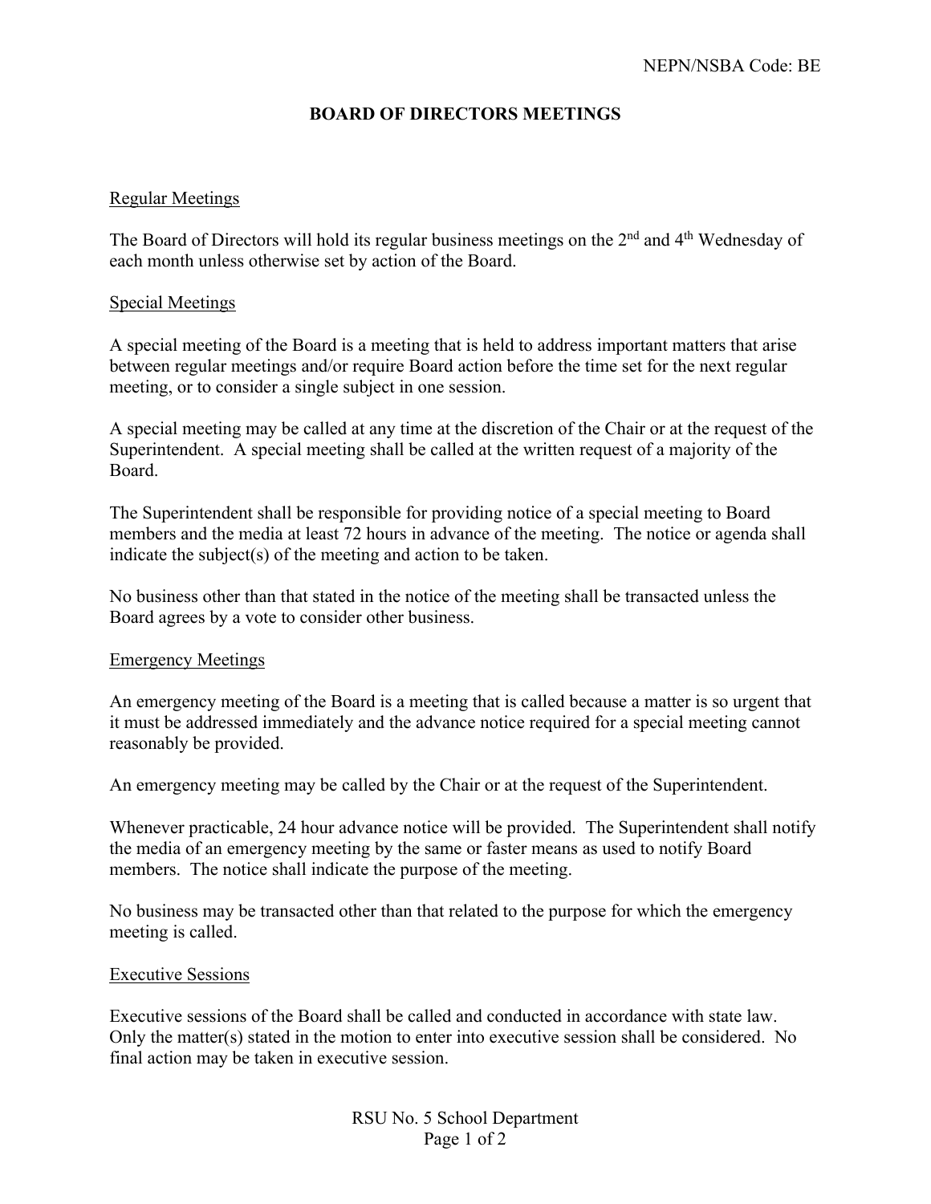NEPN/NSBA Code: BE

# BOARD OF DIRECTORS MEETINGS

## Regular Meetings

The Board of Directors will hold its regular business meetings on the 2nd and 4th Wednesday of each month unless otherwise set by action of the Board.

## Special Meetings

A special meeting of the Board is a meeting that is held to address important matters that arise between regular meetings and/or require Board action before the time set for the next regular meeting, or to consider a single subject in one session.

A special meeting may be called at any time at the discretion of the Chair or at the request of the Superintendent. A special meeting shall be called at the written request of a majority of the Board.

The Superintendent shall be responsible for providing notice of a special meeting to Board members and the media at least 72 hours in advance of the meeting. The notice or agenda shall indicate the subject(s) of the meeting and action to be taken.

No business other than that stated in the notice of the meeting shall be transacted unless the Board agrees by a vote to consider other business.

## Emergency Meetings

An emergency meeting of the Board is a meeting that is called because a matter is so urgent that it must be addressed immediately and the advance notice required for a special meeting cannot reasonably be provided.

An emergency meeting may be called by the Chair or at the request of the Superintendent.

Whenever practicable, 24 hour advance notice will be provided. The Superintendent shall notify the media of an emergency meeting by the same or faster means as used to notify Board members. The notice shall indicate the purpose of the meeting.

No business may be transacted other than that related to the purpose for which the emergency meeting is called.

## Executive Sessions

Executive sessions of the Board shall be called and conducted in accordance with state law. Only the matter(s) stated in the motion to enter into executive session shall be considered. No final action may be taken in executive session.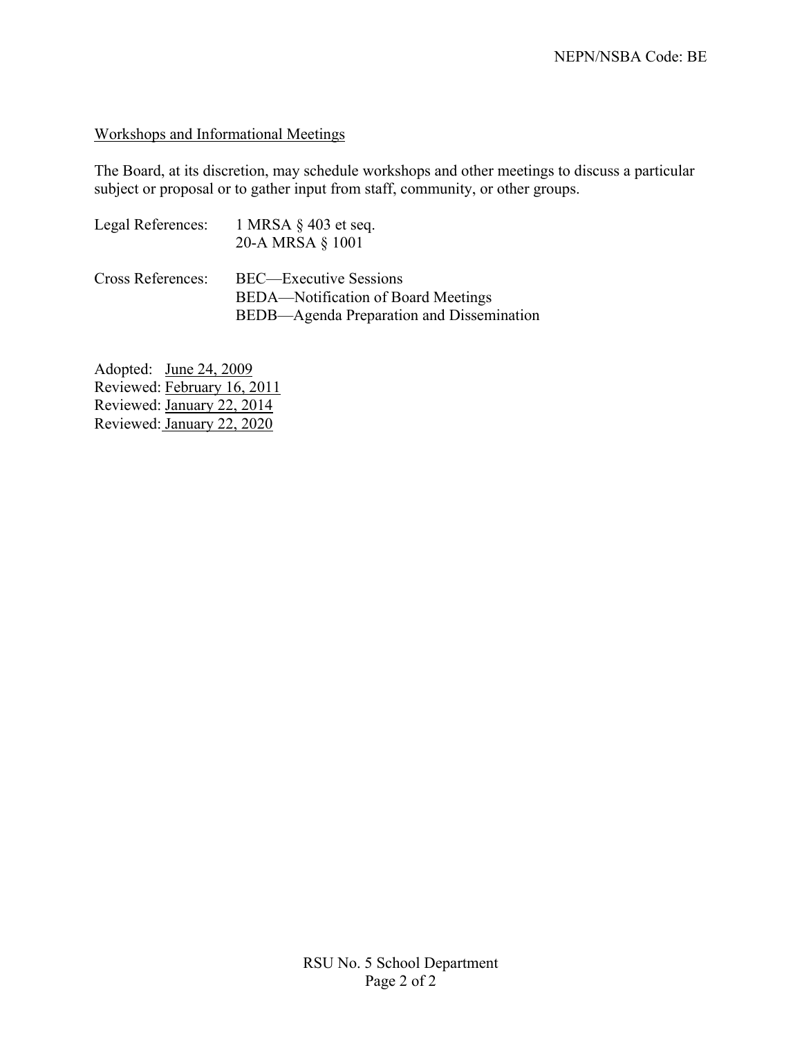## Workshops and Informational Meetings

The Board, at its discretion, may schedule workshops and other meetings to discuss a particular subject or proposal or to gather input from staff, community, or other groups.

| | |
|---|---|
| Legal References: | 1 MRSA § 403 et seq.<br>20-A MRSA § 1001 |
| Cross References: | BEC—Executive Sessions<br>BEDA—Notification of Board Meetings<br>BEDB—Agenda Preparation and Dissemination |

Adopted: June 24, 2009
Reviewed: February 16, 2011
Reviewed: January 22, 2014
Reviewed: January 22, 2020